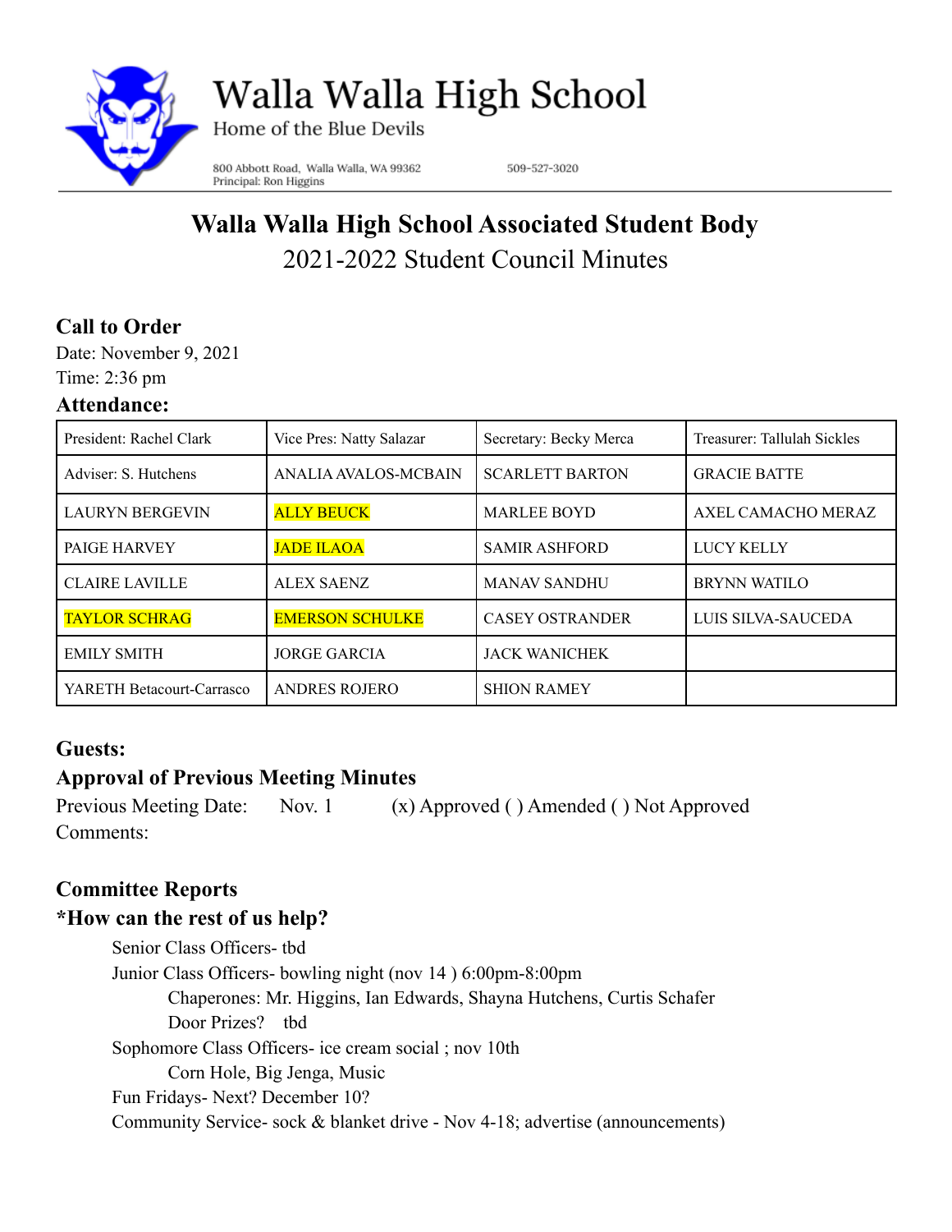# Walla Walla High School

Home of the Blue Devils

800 Abbott Road, Walla Walla, WA 99362
Principal: Ron Higgins

509-527-3020

## Walla Walla High School Associated Student Body

2021-2022 Student Council Minutes

### Call to Order

Date: November 9, 2021
Time: 2:36 pm

### Attendance:

| | | | |
|---|---|---|---|
| President: Rachel Clark | Vice Pres: Natty Salazar | Secretary: Becky Merca | Treasurer: Tallulah Sickles |
| Adviser: S. Hutchens | ANALIA AVALOS-MCBAIN | SCARLETT BARTON | GRACIE BATTE |
| LAURYN BERGEVIN | ALLY BEUCK | MARLEE BOYD | AXEL CAMACHO MERAZ |
| PAIGE HARVEY | JADE ILAOA | SAMIR ASHFORD | LUCY KELLY |
| CLAIRE LAVILLE | ALEX SAENZ | MANAV SANDHU | BRYNN WATILO |
| TAYLOR SCHRAG | EMERSON SCHULKE | CASEY OSTRANDER | LUIS SILVA-SAUCEDA |
| EMILY SMITH | JORGE GARCIA | JACK WANICHEK | |
| YARETH Betacourt-Carrasco | ANDRES ROJERO | SHION RAMEY | |

### Guests:

### Approval of Previous Meeting Minutes

Previous Meeting Date: Nov. 1 (x) Approved ( ) Amended ( ) Not Approved

Comments:

### Committee Reports

### *How can the rest of us help?

- Senior Class Officers- tbd
- Junior Class Officers- bowling night (nov 14 ) 6:00pm-8:00pm
  - Chaperones: Mr. Higgins, Ian Edwards, Shayna Hutchens, Curtis Schafer
  - Door Prizes? tbd
- Sophomore Class Officers- ice cream social ; nov 10th
  - Corn Hole, Big Jenga, Music
- Fun Fridays- Next? December 10?
- Community Service- sock & blanket drive - Nov 4-18; advertise (announcements)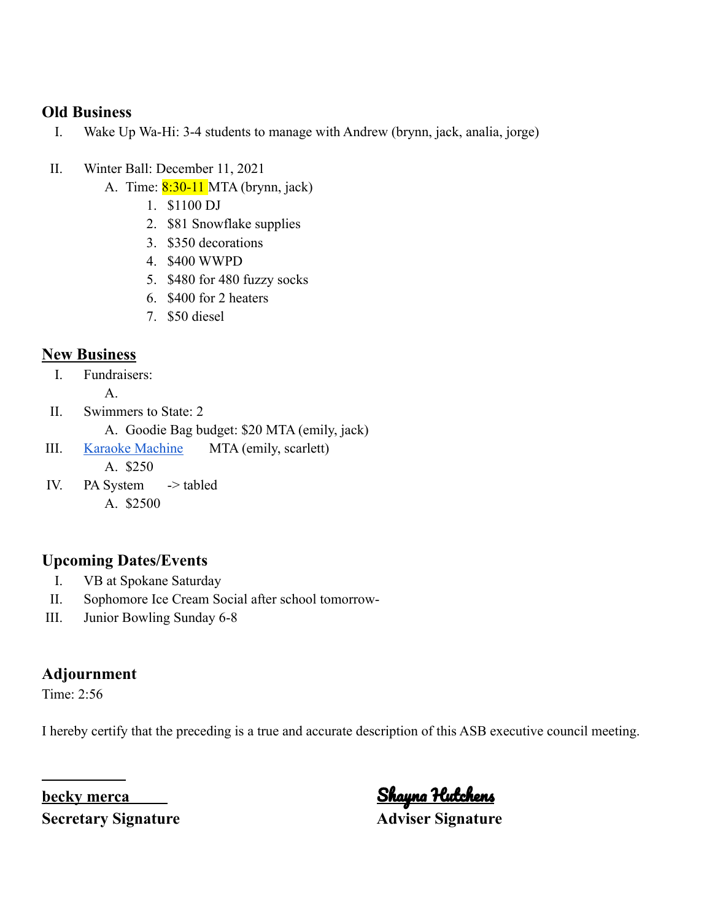### Old Business

I. Wake Up Wa-Hi: 3-4 students to manage with Andrew (brynn, jack, analia, jorge)

II. Winter Ball: December 11, 2021
   A. Time: 8:30-11 MTA (brynn, jack)
      1. $1100 DJ
      2. $81 Snowflake supplies
      3. $350 decorations
      4. $400 WWPD
      5. $480 for 480 fuzzy socks
      6. $400 for 2 heaters
      7. $50 diesel

### **New Business**

I. Fundraisers:
   A.

II. Swimmers to State: 2
   A. Goodie Bag budget: $20 MTA (emily, jack)

III. Karaoke Machine MTA (emily, scarlett)
   A. $250

IV. PA System -> tabled
   A. $2500

### Upcoming Dates/Events

I. VB at Spokane Saturday

II. Sophomore Ice Cream Social after school tomorrow-

III. Junior Bowling Sunday 6-8

### Adjournment

Time: 2:56

I hereby certify that the preceding is a true and accurate description of this ASB executive council meeting.

**becky merca**
**Secretary Signature**

**Shayna Hutchens**
**Adviser Signature**